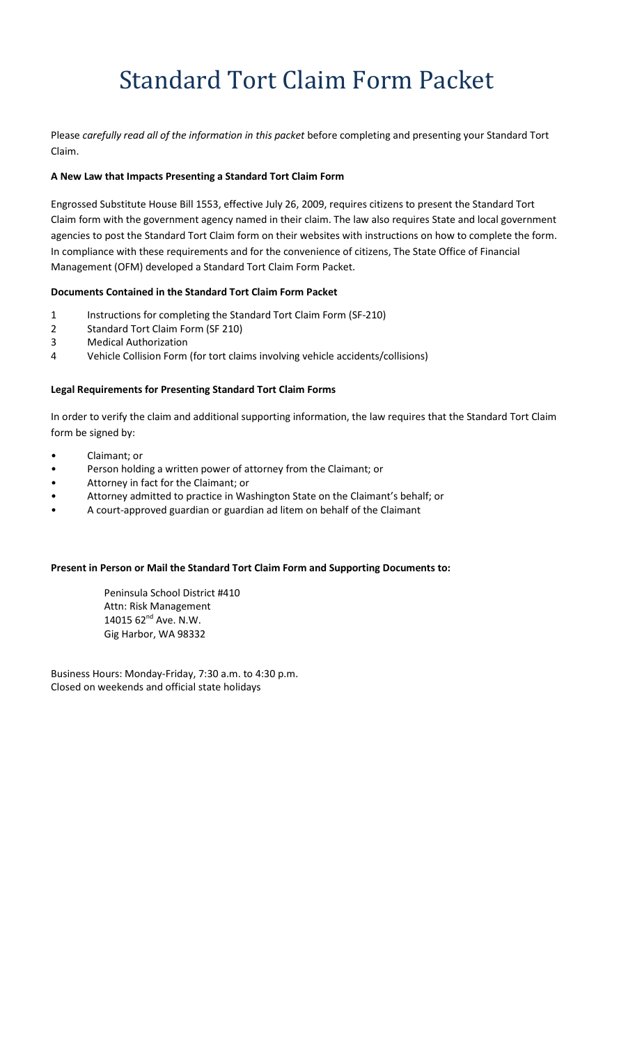# Standard Tort Claim Form Packet

Please *carefully read all of the information in this packet* before completing and presenting your Standard Tort Claim.

**A New Law that Impacts Presenting a Standard Tort Claim Form**

Engrossed Substitute House Bill 1553, effective July 26, 2009, requires citizens to present the Standard Tort Claim form with the government agency named in their claim. The law also requires State and local government agencies to post the Standard Tort Claim form on their websites with instructions on how to complete the form. In compliance with these requirements and for the convenience of citizens, The State Office of Financial Management (OFM) developed a Standard Tort Claim Form Packet.

**Documents Contained in the Standard Tort Claim Form Packet**

1. Instructions for completing the Standard Tort Claim Form (SF-210)
2. Standard Tort Claim Form (SF 210)
3. Medical Authorization
4. Vehicle Collision Form (for tort claims involving vehicle accidents/collisions)

**Legal Requirements for Presenting Standard Tort Claim Forms**

In order to verify the claim and additional supporting information, the law requires that the Standard Tort Claim form be signed by:

- Claimant; or
- Person holding a written power of attorney from the Claimant; or
- Attorney in fact for the Claimant; or
- Attorney admitted to practice in Washington State on the Claimant's behalf; or
- A court-approved guardian or guardian ad litem on behalf of the Claimant

**Present in Person or Mail the Standard Tort Claim Form and Supporting Documents to:**

Peninsula School District #410
Attn: Risk Management
14015 62nd Ave. N.W.
Gig Harbor, WA 98332

Business Hours: Monday-Friday, 7:30 a.m. to 4:30 p.m.
Closed on weekends and official state holidays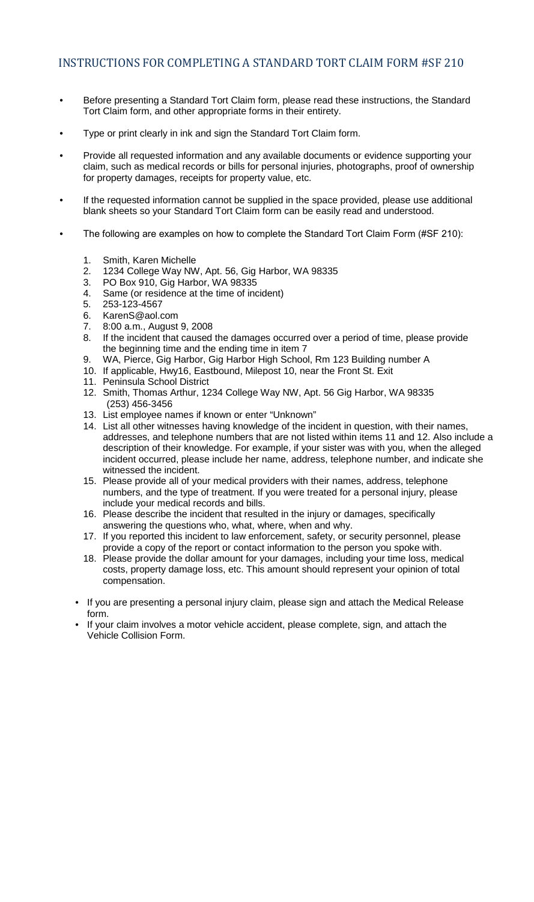## INSTRUCTIONS FOR COMPLETING A STANDARD TORT CLAIM FORM #SF 210

- Before presenting a Standard Tort Claim form, please read these instructions, the Standard Tort Claim form, and other appropriate forms in their entirety.
- Type or print clearly in ink and sign the Standard Tort Claim form.
- Provide all requested information and any available documents or evidence supporting your claim, such as medical records or bills for personal injuries, photographs, proof of ownership for property damages, receipts for property value, etc.
- If the requested information cannot be supplied in the space provided, please use additional blank sheets so your Standard Tort Claim form can be easily read and understood.
- The following are examples on how to complete the Standard Tort Claim Form (#SF 210):

  1. Smith, Karen Michelle
  2. 1234 College Way NW, Apt. 56, Gig Harbor, WA 98335
  3. PO Box 910, Gig Harbor, WA 98335
  4. Same (or residence at the time of incident)
  5. 253-123-4567
  6. KarenS@aol.com
  7. 8:00 a.m., August 9, 2008
  8. If the incident that caused the damages occurred over a period of time, please provide the beginning time and the ending time in item 7
  9. WA, Pierce, Gig Harbor, Gig Harbor High School, Rm 123 Building number A
  10. If applicable, Hwy16, Eastbound, Milepost 10, near the Front St. Exit
  11. Peninsula School District
  12. Smith, Thomas Arthur, 1234 College Way NW, Apt. 56 Gig Harbor, WA 98335 (253) 456-3456
  13. List employee names if known or enter "Unknown"
  14. List all other witnesses having knowledge of the incident in question, with their names, addresses, and telephone numbers that are not listed within items 11 and 12. Also include a description of their knowledge. For example, if your sister was with you, when the alleged incident occurred, please include her name, address, telephone number, and indicate she witnessed the incident.
  15. Please provide all of your medical providers with their names, address, telephone numbers, and the type of treatment. If you were treated for a personal injury, please include your medical records and bills.
  16. Please describe the incident that resulted in the injury or damages, specifically answering the questions who, what, where, when and why.
  17. If you reported this incident to law enforcement, safety, or security personnel, please provide a copy of the report or contact information to the person you spoke with.
  18. Please provide the dollar amount for your damages, including your time loss, medical costs, property damage loss, etc. This amount should represent your opinion of total compensation.

- If you are presenting a personal injury claim, please sign and attach the Medical Release form.
- If your claim involves a motor vehicle accident, please complete, sign, and attach the Vehicle Collision Form.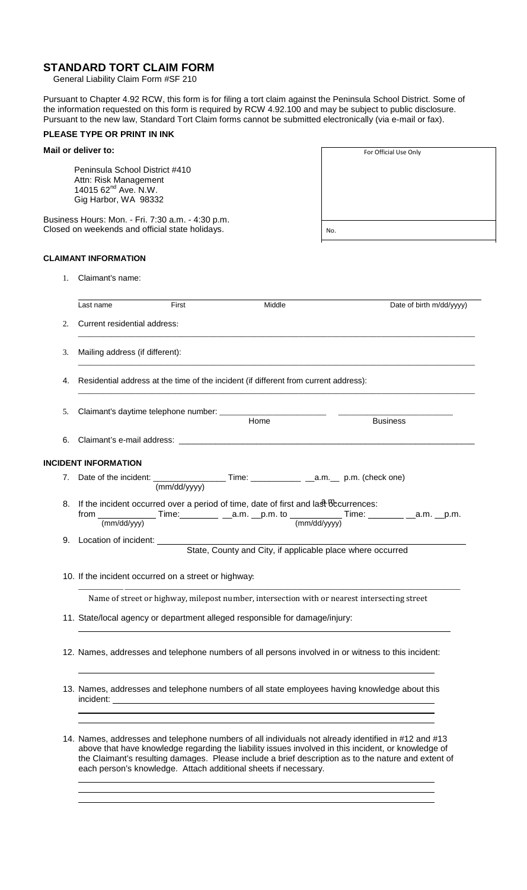## STANDARD TORT CLAIM FORM

General Liability Claim Form #SF 210

Pursuant to Chapter 4.92 RCW, this form is for filing a tort claim against the Peninsula School District. Some of the information requested on this form is required by RCW 4.92.100 and may be subject to public disclosure. Pursuant to the new law, Standard Tort Claim forms cannot be submitted electronically (via e-mail or fax).

**PLEASE TYPE OR PRINT IN INK**

**Mail or deliver to:**

Peninsula School District #410
Attn: Risk Management
14015 62nd Ave. N.W.
Gig Harbor, WA 98332

Business Hours: Mon. - Fri. 7:30 a.m. - 4:30 p.m.
Closed on weekends and official state holidays.

| For Official Use Only |
|---|
| |
| No. |

**CLAIMANT INFORMATION**

1. Claimant's name:

   ______________________________________________________________
   Last name    First    Middle    Date of birth m/dd/yyyy)

2. Current residential address:
   ______________________________________________________________

3. Mailing address (if different):
   ______________________________________________________________

4. Residential address at the time of the incident (if different from current address):
   ______________________________________________________________

5. Claimant's daytime telephone number: ________________ Home ________________ Business

6. Claimant's e-mail address: ______________________________________________

**INCIDENT INFORMATION**

7. Date of the incident: ______________ (mm/dd/yyyy) Time: __________ __a.m.__ p.m. (check one)

8. If the incident occurred over a period of time, date of first and last occurrences:
   from ____________ (mm/dd/yyy) Time:________ __a.m. __p.m. to __________ (mm/dd/yyyy) Time: _______ __a.m. __p.m.

9. Location of incident: ______________________________________________
   State, County and City, if applicable place where occurred

10. If the incident occurred on a street or highway:
    ______________________________________________________________
    Name of street or highway, milepost number, intersection with or nearest intersecting street

11. State/local agency or department alleged responsible for damage/injury:
    ______________________________________________________________

12. Names, addresses and telephone numbers of all persons involved in or witness to this incident:
    ______________________________________________________________

13. Names, addresses and telephone numbers of all state employees having knowledge about this incident: ______________________________________________
    ______________________________________________________________
    ______________________________________________________________

14. Names, addresses and telephone numbers of all individuals not already identified in #12 and #13 above that have knowledge regarding the liability issues involved in this incident, or knowledge of the Claimant's resulting damages. Please include a brief description as to the nature and extent of each person's knowledge. Attach additional sheets if necessary.
    ______________________________________________________________
    ______________________________________________________________
    ______________________________________________________________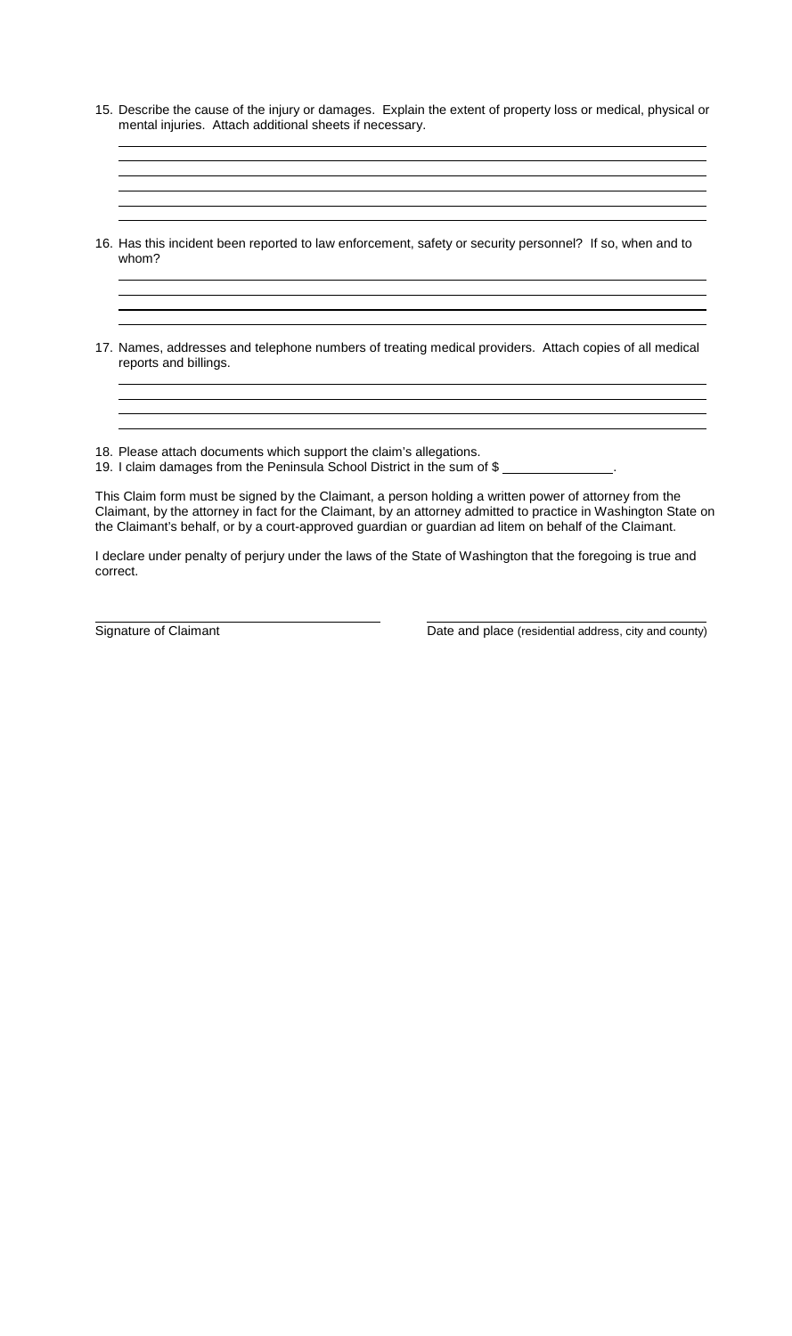15. Describe the cause of the injury or damages. Explain the extent of property loss or medical, physical or mental injuries. Attach additional sheets if necessary.

\_\_\_\_\_\_\_\_\_\_\_\_\_\_\_\_\_\_\_\_\_\_\_\_\_\_\_\_\_\_\_\_\_\_\_\_\_\_\_\_\_\_\_\_\_\_\_\_\_\_\_\_\_\_\_\_\_\_\_\_\_\_\_\_\_\_\_\_\_\_\_\_\_\_\_\_\_\_

\_\_\_\_\_\_\_\_\_\_\_\_\_\_\_\_\_\_\_\_\_\_\_\_\_\_\_\_\_\_\_\_\_\_\_\_\_\_\_\_\_\_\_\_\_\_\_\_\_\_\_\_\_\_\_\_\_\_\_\_\_\_\_\_\_\_\_\_\_\_\_\_\_\_\_\_\_\_

\_\_\_\_\_\_\_\_\_\_\_\_\_\_\_\_\_\_\_\_\_\_\_\_\_\_\_\_\_\_\_\_\_\_\_\_\_\_\_\_\_\_\_\_\_\_\_\_\_\_\_\_\_\_\_\_\_\_\_\_\_\_\_\_\_\_\_\_\_\_\_\_\_\_\_\_\_\_

\_\_\_\_\_\_\_\_\_\_\_\_\_\_\_\_\_\_\_\_\_\_\_\_\_\_\_\_\_\_\_\_\_\_\_\_\_\_\_\_\_\_\_\_\_\_\_\_\_\_\_\_\_\_\_\_\_\_\_\_\_\_\_\_\_\_\_\_\_\_\_\_\_\_\_\_\_\_

\_\_\_\_\_\_\_\_\_\_\_\_\_\_\_\_\_\_\_\_\_\_\_\_\_\_\_\_\_\_\_\_\_\_\_\_\_\_\_\_\_\_\_\_\_\_\_\_\_\_\_\_\_\_\_\_\_\_\_\_\_\_\_\_\_\_\_\_\_\_\_\_\_\_\_\_\_\_

\_\_\_\_\_\_\_\_\_\_\_\_\_\_\_\_\_\_\_\_\_\_\_\_\_\_\_\_\_\_\_\_\_\_\_\_\_\_\_\_\_\_\_\_\_\_\_\_\_\_\_\_\_\_\_\_\_\_\_\_\_\_\_\_\_\_\_\_\_\_\_\_\_\_\_\_\_\_

16. Has this incident been reported to law enforcement, safety or security personnel? If so, when and to whom?

\_\_\_\_\_\_\_\_\_\_\_\_\_\_\_\_\_\_\_\_\_\_\_\_\_\_\_\_\_\_\_\_\_\_\_\_\_\_\_\_\_\_\_\_\_\_\_\_\_\_\_\_\_\_\_\_\_\_\_\_\_\_\_\_\_\_\_\_\_\_\_\_\_\_\_\_\_\_

\_\_\_\_\_\_\_\_\_\_\_\_\_\_\_\_\_\_\_\_\_\_\_\_\_\_\_\_\_\_\_\_\_\_\_\_\_\_\_\_\_\_\_\_\_\_\_\_\_\_\_\_\_\_\_\_\_\_\_\_\_\_\_\_\_\_\_\_\_\_\_\_\_\_\_\_\_\_

\_\_\_\_\_\_\_\_\_\_\_\_\_\_\_\_\_\_\_\_\_\_\_\_\_\_\_\_\_\_\_\_\_\_\_\_\_\_\_\_\_\_\_\_\_\_\_\_\_\_\_\_\_\_\_\_\_\_\_\_\_\_\_\_\_\_\_\_\_\_\_\_\_\_\_\_\_\_

\_\_\_\_\_\_\_\_\_\_\_\_\_\_\_\_\_\_\_\_\_\_\_\_\_\_\_\_\_\_\_\_\_\_\_\_\_\_\_\_\_\_\_\_\_\_\_\_\_\_\_\_\_\_\_\_\_\_\_\_\_\_\_\_\_\_\_\_\_\_\_\_\_\_\_\_\_\_

17. Names, addresses and telephone numbers of treating medical providers. Attach copies of all medical reports and billings.

\_\_\_\_\_\_\_\_\_\_\_\_\_\_\_\_\_\_\_\_\_\_\_\_\_\_\_\_\_\_\_\_\_\_\_\_\_\_\_\_\_\_\_\_\_\_\_\_\_\_\_\_\_\_\_\_\_\_\_\_\_\_\_\_\_\_\_\_\_\_\_\_\_\_\_\_\_\_

\_\_\_\_\_\_\_\_\_\_\_\_\_\_\_\_\_\_\_\_\_\_\_\_\_\_\_\_\_\_\_\_\_\_\_\_\_\_\_\_\_\_\_\_\_\_\_\_\_\_\_\_\_\_\_\_\_\_\_\_\_\_\_\_\_\_\_\_\_\_\_\_\_\_\_\_\_\_

\_\_\_\_\_\_\_\_\_\_\_\_\_\_\_\_\_\_\_\_\_\_\_\_\_\_\_\_\_\_\_\_\_\_\_\_\_\_\_\_\_\_\_\_\_\_\_\_\_\_\_\_\_\_\_\_\_\_\_\_\_\_\_\_\_\_\_\_\_\_\_\_\_\_\_\_\_\_

\_\_\_\_\_\_\_\_\_\_\_\_\_\_\_\_\_\_\_\_\_\_\_\_\_\_\_\_\_\_\_\_\_\_\_\_\_\_\_\_\_\_\_\_\_\_\_\_\_\_\_\_\_\_\_\_\_\_\_\_\_\_\_\_\_\_\_\_\_\_\_\_\_\_\_\_\_\_

18. Please attach documents which support the claim's allegations.
19. I claim damages from the Peninsula School District in the sum of $ \_\_\_\_\_\_\_\_\_\_\_\_\_\_\_.

This Claim form must be signed by the Claimant, a person holding a written power of attorney from the Claimant, by the attorney in fact for the Claimant, by an attorney admitted to practice in Washington State on the Claimant's behalf, or by a court-approved guardian or guardian ad litem on behalf of the Claimant.

I declare under penalty of perjury under the laws of the State of Washington that the foregoing is true and correct.

\_\_\_\_\_\_\_\_\_\_\_\_\_\_\_\_\_\_\_\_\_\_\_\_\_\_\_\_\_\_\_\_\_\_\_\_ &nbsp;&nbsp;&nbsp;&nbsp;&nbsp;&nbsp;&nbsp;&nbsp; \_\_\_\_\_\_\_\_\_\_\_\_\_\_\_\_\_\_\_\_\_\_\_\_\_\_\_\_\_\_\_\_\_\_\_\_

Signature of Claimant &nbsp;&nbsp;&nbsp;&nbsp;&nbsp;&nbsp;&nbsp;&nbsp; Date and place (residential address, city and county)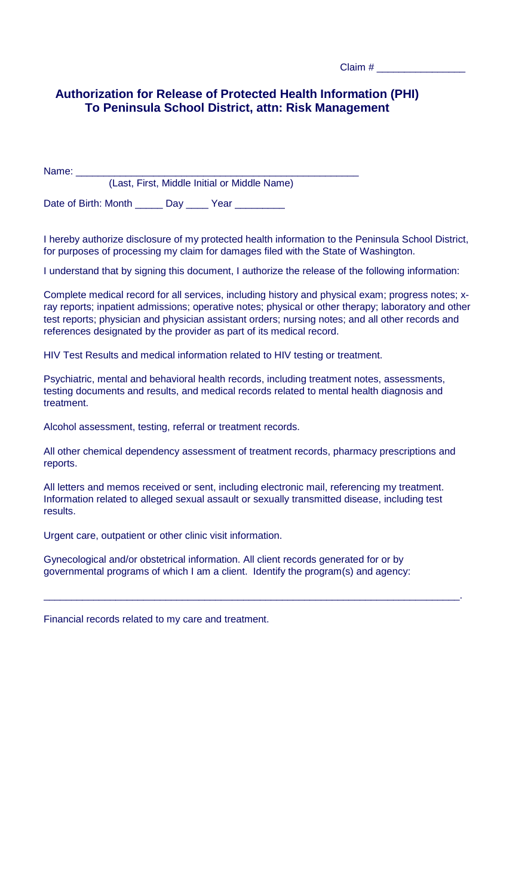Claim # _______________

## Authorization for Release of Protected Health Information (PHI) To Peninsula School District, attn: Risk Management

Name: _________________________________________________
(Last, First, Middle Initial or Middle Name)

Date of Birth: Month _____ Day ____ Year _________

I hereby authorize disclosure of my protected health information to the Peninsula School District, for purposes of processing my claim for damages filed with the State of Washington.

I understand that by signing this document, I authorize the release of the following information:

Complete medical record for all services, including history and physical exam; progress notes; x-ray reports; inpatient admissions; operative notes; physical or other therapy; laboratory and other test reports; physician and physician assistant orders; nursing notes; and all other records and references designated by the provider as part of its medical record.

HIV Test Results and medical information related to HIV testing or treatment.

Psychiatric, mental and behavioral health records, including treatment notes, assessments, testing documents and results, and medical records related to mental health diagnosis and treatment.

Alcohol assessment, testing, referral or treatment records.

All other chemical dependency assessment of treatment records, pharmacy prescriptions and reports.

All letters and memos received or sent, including electronic mail, referencing my treatment. Information related to alleged sexual assault or sexually transmitted disease, including test results.

Urgent care, outpatient or other clinic visit information.

Gynecological and/or obstetrical information. All client records generated for or by governmental programs of which I am a client. Identify the program(s) and agency:

_____________________________________________________________________________.

Financial records related to my care and treatment.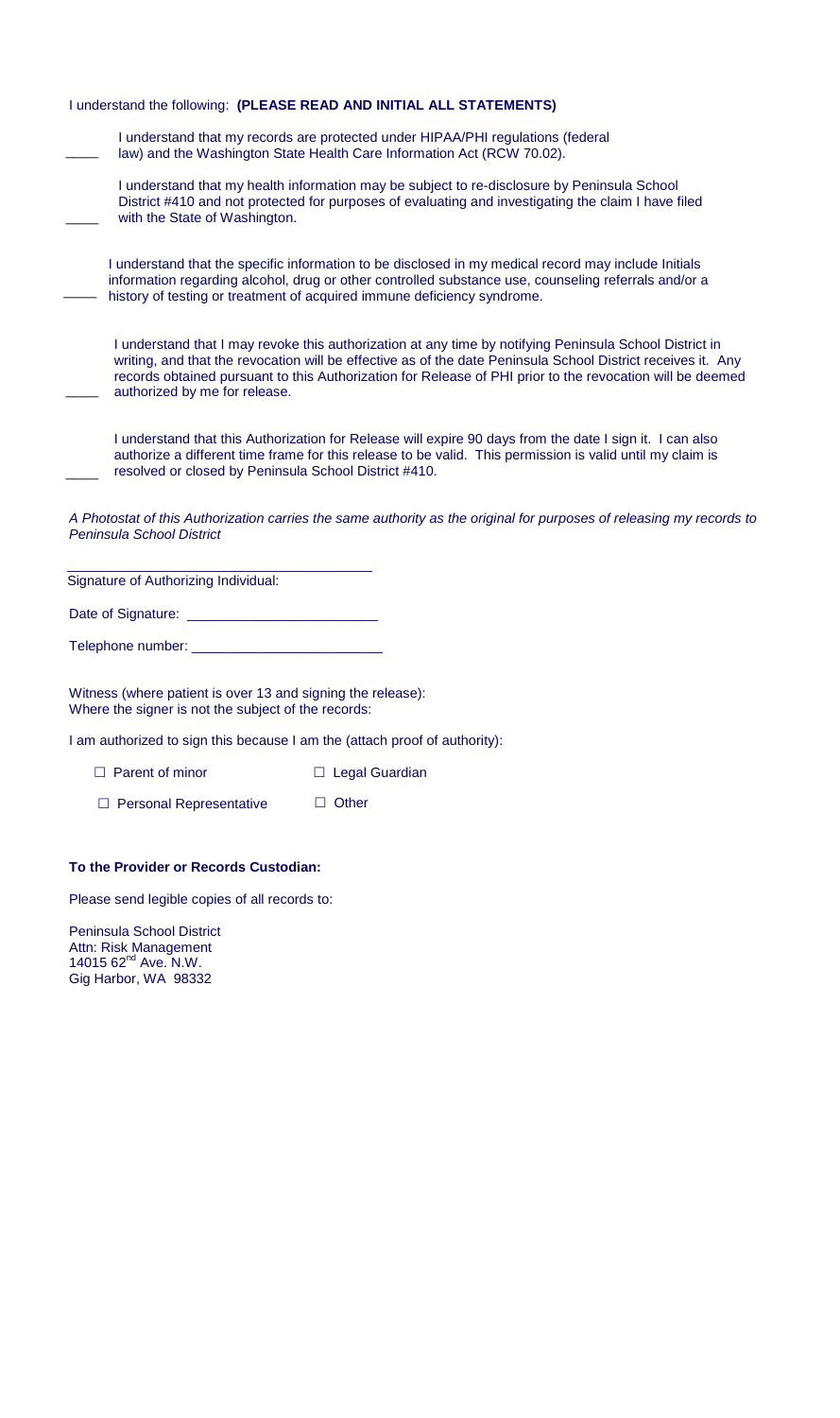I understand the following: **(PLEASE READ AND INITIAL ALL STATEMENTS)**

____ I understand that my records are protected under HIPAA/PHI regulations (federal law) and the Washington State Health Care Information Act (RCW 70.02).

____ I understand that my health information may be subject to re-disclosure by Peninsula School District #410 and not protected for purposes of evaluating and investigating the claim I have filed with the State of Washington.

____ I understand that the specific information to be disclosed in my medical record may include Initials information regarding alcohol, drug or other controlled substance use, counseling referrals and/or a history of testing or treatment of acquired immune deficiency syndrome.

____ I understand that I may revoke this authorization at any time by notifying Peninsula School District in writing, and that the revocation will be effective as of the date Peninsula School District receives it. Any records obtained pursuant to this Authorization for Release of PHI prior to the revocation will be deemed authorized by me for release.

____ I understand that this Authorization for Release will expire 90 days from the date I sign it. I can also authorize a different time frame for this release to be valid. This permission is valid until my claim is resolved or closed by Peninsula School District #410.

*A Photostat of this Authorization carries the same authority as the original for purposes of releasing my records to Peninsula School District*

______________________________________
Signature of Authorizing Individual:

Date of Signature: ________________________

Telephone number: ________________________

Witness (where patient is over 13 and signing the release):
Where the signer is not the subject of the records:

I am authorized to sign this because I am the (attach proof of authority):

☐ Parent of minor ☐ Legal Guardian

☐ Personal Representative ☐ Other

**To the Provider or Records Custodian:**

Please send legible copies of all records to:

Peninsula School District
Attn: Risk Management
14015 62nd Ave. N.W.
Gig Harbor, WA 98332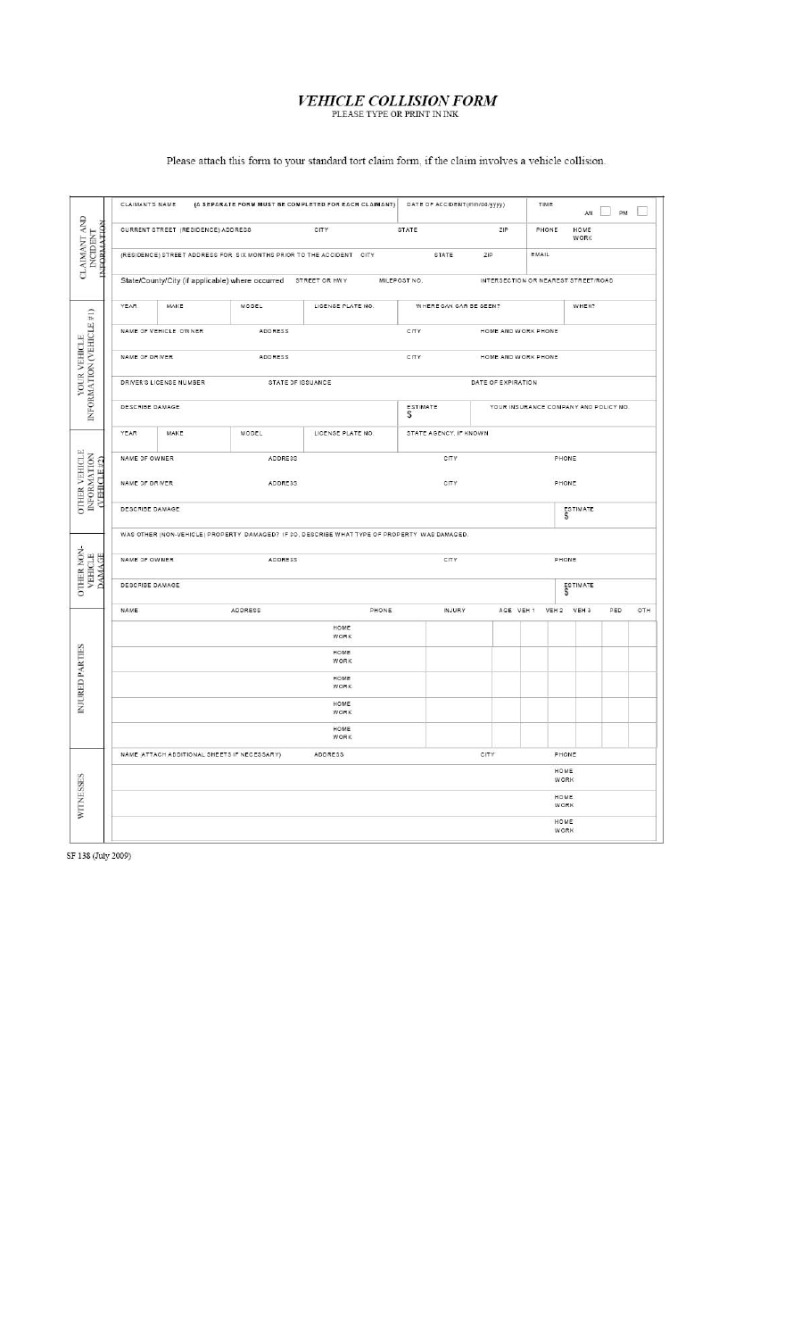# *VEHICLE COLLISION FORM*

PLEASE TYPE OR PRINT IN INK

Please attach this form to your standard tort claim form, if the claim involves a vehicle collison.

## CLAIMANT AND INCIDENT INFORMATION

| CLAIMANT'S NAME (A SEPARATE FORM MUST BE COMPLETED FOR EACH CLAIMANT) | | DATE OF ACCIDENT(mm/dd/yyyy) | | TIME AM ☐ PM ☐ |
|---|---|---|---|---|
| CURRENT STREET (RESIDENCE) ADDRESS | CITY | STATE | ZIP | PHONE HOME WORK |
| (RESIDENCE) STREET ADDRESS FOR SIX MONTHS PRIOR TO THE ACCIDENT | CITY | STATE | ZIP | EMAIL |
| State/County/City (if applicable) where occurred | STREET OR HWY | MILEPOST NO. | INTERSECTION OR NEAREST STREET/ROAD | |

## YOUR VEHICLE INFORMATION (VEHICLE #1)

| YEAR | MAKE | MODEL | LICENSE PLATE NO. | WHERE CAN CAR BE SEEN? | WHEN? |
|---|---|---|---|---|---|
| NAME OF VEHICLE OWNER | | ADDRESS | | CITY | HOME AND WORK PHONE |
| NAME OF DRIVER | | ADDRESS | | CITY | HOME AND WORK PHONE |
| DRIVER'S LICENSE NUMBER | | STATE OF ISSUANCE | | DATE OF EXPIRATION | |
| DESCRIBE DAMAGE | | | | ESTIMATE $ | YOUR INSURANCE COMPANY AND POLICY NO. |

## OTHER VEHICLE INFORMATION (VEHICLE #2)

| YEAR | MAKE | MODEL | LICENSE PLATE NO. | STATE AGENCY, IF KNOWN | |
|---|---|---|---|---|---|
| NAME OF OWNER | | ADDRESS | | CITY | PHONE |
| NAME OF DRIVER | | ADDRESS | | CITY | PHONE |
| DESCRIBE DAMAGE | | | | | ESTIMATE $ |

## OTHER NON-VEHICLE DAMAGE

| WAS OTHER (NON-VEHICLE) PROPERTY DAMAGED? IF SO, DESCRIBE WHAT TYPE OF PROPERTY WAS DAMAGED. | | | |
|---|---|---|---|
| NAME OF OWNER | ADDRESS | CITY | PHONE |
| DESCRIBE DAMAGE | | | ESTIMATE $ |

## INJURED PARTIES

| NAME | ADDRESS | PHONE | INJURY | AGE | VEH 1 | VEH 2 | VEH 3 | PED | OTH |
|---|---|---|---|---|---|---|---|---|---|
| | | HOME WORK | | | | | | | |
| | | HOME WORK | | | | | | | |
| | | HOME WORK | | | | | | | |
| | | HOME WORK | | | | | | | |
| | | HOME WORK | | | | | | | |

## WITNESSES

| NAME (ATTACH ADDITIONAL SHEETS IF NECESSARY) | ADDRESS | CITY | PHONE |
|---|---|---|---|
| | | | HOME WORK |
| | | | HOME WORK |
| | | | HOME WORK |

SF 138 (July 2009)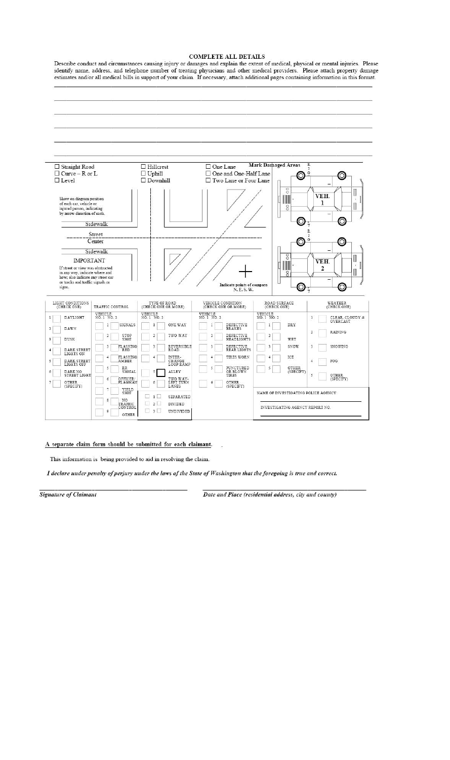### COMPLETE ALL DETAILS

Describe conduct and circumstances causing injury or damages and explain the extent of medical, physical or mental injuries. Please identify name, address, and telephone number of treating physicians and other medical providers. Please attach property damage estimates and/or all medical bills in support of your claim. If necessary, attach additional pages containing information in this format.

___

___

___

___

___

___

☐ Straight Road
☐ Curve – R or L
☐ Level

☐ Hillcrest
☐ Uphill
☐ Downhill

☐ One Lane
☐ One and One-Half Lane
☐ Two Lane or Four Lane

Mark Damaged Areas

VEH. 1

VEH. 2

RIG

RT

Show on diagram position of each car, vehicle or injured person, indicating by arrow direction of each.

Sidewalk

Street Center

Sidewalk

IMPORTANT

If street or view was obstructed in any way, indicate where and how; also indicate any street car or tracks and traffic signals or signs.

Indicate points of compass N. E. S. W.

| LIGHT CONDITIONS (CHECK ONE) | TRAFFIC CONTROL | TYPE OF ROAD (CHECK ONE OR MORE) | VEHICLE CONDITION (CHECK ONE OR MORE) | ROAD SURFACE (CHECK ONE) | WEATHER (CHECK ONE) |
|---|---|---|---|---|---|
| | VEHICLE NO. 1 NO. 2 | VEHICLE NO. 1 NO. 2 | VEHICLE NO. 1 NO. 2 | VEHICLE NO. 1 NO. 2 | |
| 1 ☐ DAYLIGHT | ☐ 1 ☐ SIGNALS | ☐ 1 ☐ ONE WAY | ☐ 1 ☐ DEFECTIVE BRAKES | ☐ 1 ☐ DRY | 1 ☐ CLEAR, CLOUDY & OVERCAST |
| 2 ☐ DAWN | ☐ 2 ☐ STOP SIGN | ☐ 2 ☐ TWO WAY | ☐ 2 ☐ DEFECTIVE HEADLIGHTS | ☐ 2 ☐ WET | 2 ☐ RAINING |
| 3 ☐ DUSK | ☐ 3 ☐ FLASHING RED | ☐ 3 ☐ REVERSIBLE ROAD | ☐ 3 ☐ DEFECTIVE REAR LIGHTS | ☐ 3 ☐ SNOW | 3 ☐ SNOWING |
| 4 ☐ DARK STREET LIGHTS ON | ☐ 4 ☐ FLASHING AMBER | ☐ 4 ☐ INTER-CHANGE LOOP RAMP | ☐ 4 ☐ TIRES WORN | ☐ 4 ☐ ICE | 4 ☐ FOG |
| 5 ☐ DARK STREET LIGHTS OFF | ☐ 5 ☐ RR SIGNAL | ☐ 5 ☐ ALLEY | ☐ 5 ☐ PUNCTURED OR BLOWN TIRES | ☐ 5 ☐ OTHER (SPECIFY) | 5 ☐ OTHER (SPECIFY) |
| 6 ☐ DARK NO STREET LIGHT | ☐ 6 ☐ OFFICER/ FLAGMAN | ☐ 6 ☐ TWO WAY-LEFT TURN LANES | ☐ 6 ☐ OTHER (SPECIFY) | | |
| 7 ☐ OTHER (SPECIFY) | ☐ 7 ☐ YIELD SIGN | ☐ 1 ☐ SEPARATED | | NAME OF INVESTIGATING POLICE AGENCY | |
| | ☐ 8 ☐ NO TRAFFIC CONTROL | ☐ 2 ☐ DIVIDED | | | |
| | ☐ 9 ☐ OTHER | ☐ 3 ☐ UNDIVIDED | | INVESTIGATING AGENCY REPORT NO. | |

A separate claim form should be submitted for each claimant.

This information is being provided to aid in resolving the claim.

***I declare under penalty of perjury under the laws of the State of Washington that the foregoing is true and correct.***

___ *Signature of Claimant*

___ *Date and Place (residential address, city and county)*